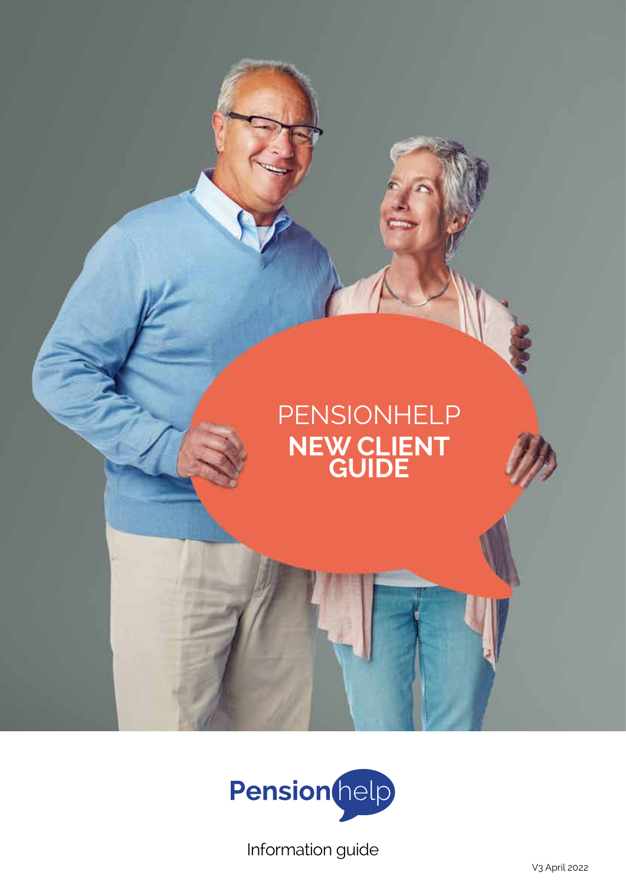# PENSIONHELP NEW CLIENT GUIDE

Pensionhelp

Information guide

V3 April 2022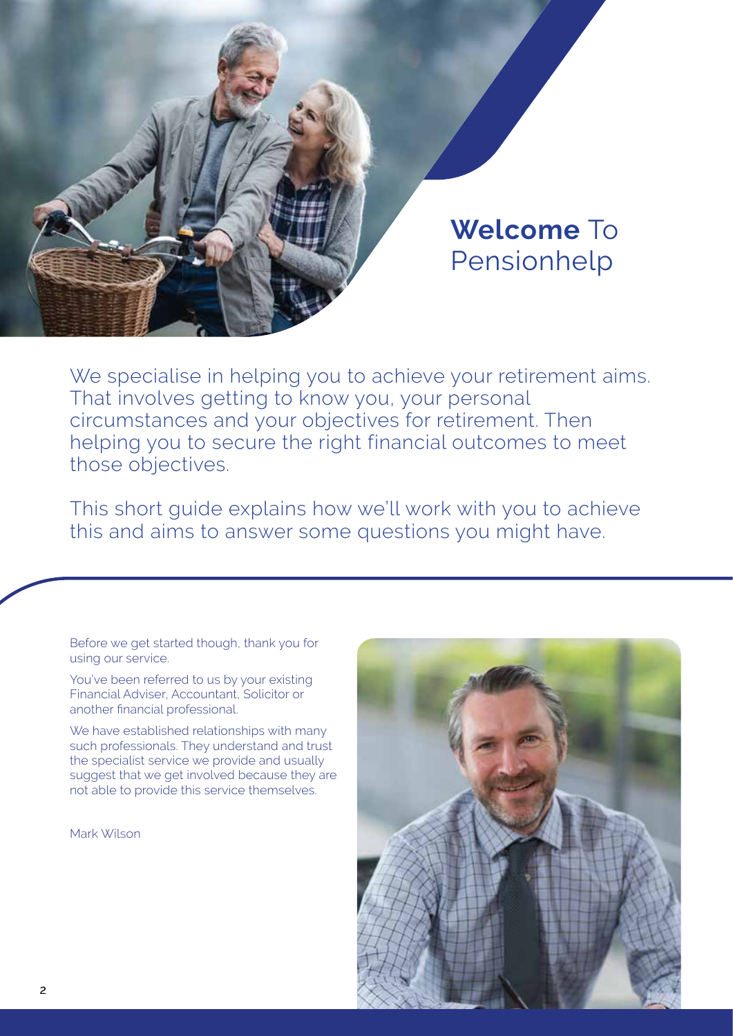# **Welcome** To Pensionhelp

We specialise in helping you to achieve your retirement aims. That involves getting to know you, your personal circumstances and your objectives for retirement. Then helping you to secure the right financial outcomes to meet those objectives.

This short guide explains how we'll work with you to achieve this and aims to answer some questions you might have.

Before we get started though, thank you for using our service.

You've been referred to us by your existing Financial Adviser, Accountant, Solicitor or another financial professional.

We have established relationships with many such professionals. They understand and trust the specialist service we provide and usually suggest that we get involved because they are not able to provide this service themselves.

Mark Wilson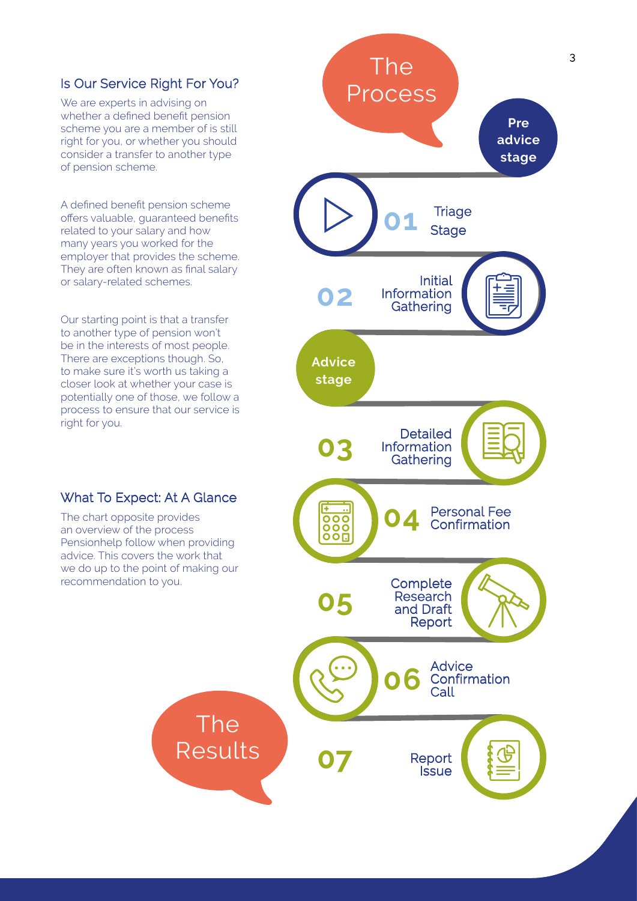## Is Our Service Right For You?

We are experts in advising on whether a defined benefit pension scheme you are a member of is still right for you, or whether you should consider a transfer to another type of pension scheme.

A defined benefit pension scheme offers valuable, guaranteed benefits related to your salary and how many years you worked for the employer that provides the scheme. They are often known as final salary or salary-related schemes.

Our starting point is that a transfer to another type of pension won't be in the interests of most people. There are exceptions though. So, to make sure it's worth us taking a closer look at whether your case is potentially one of those, we follow a process to ensure that our service is right for you.

## What To Expect: At A Glance

The chart opposite provides an overview of the process Pensionhelp follow when providing advice. This covers the work that we do up to the point of making our recommendation to you.

## The Process

**Pre advice stage**

- **01** Triage Stage
- **02** Initial Information Gathering

**Advice stage**

- **03** Detailed Information Gathering
- **04** Personal Fee Confirmation
- **05** Complete Research and Draft Report
- **06** Advice Confirmation Call
- **07** Report Issue

## The Results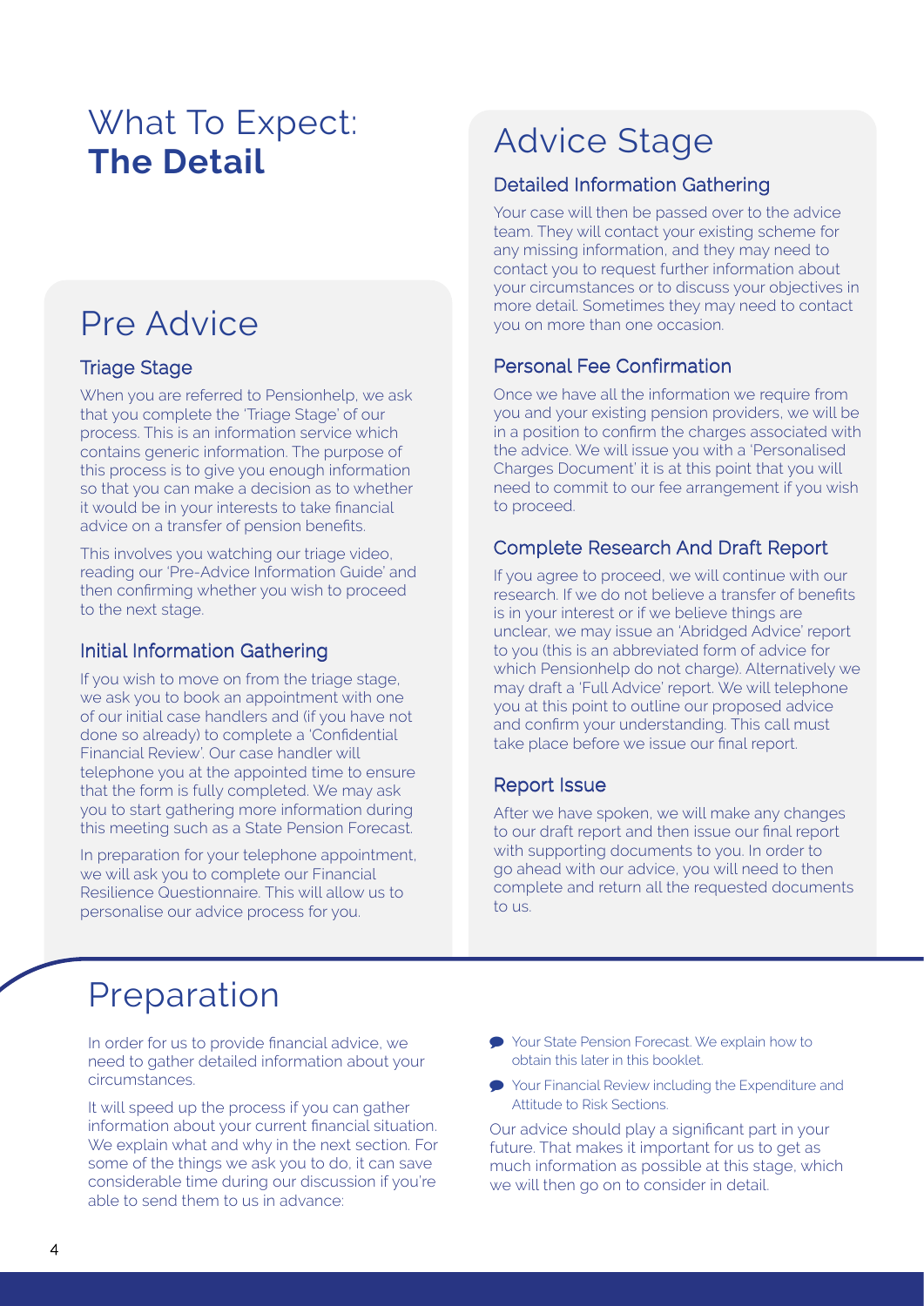# What To Expect: **The Detail**

## Pre Advice

### Triage Stage

When you are referred to Pensionhelp, we ask that you complete the 'Triage Stage' of our process. This is an information service which contains generic information. The purpose of this process is to give you enough information so that you can make a decision as to whether it would be in your interests to take financial advice on a transfer of pension benefits.

This involves you watching our triage video, reading our 'Pre-Advice Information Guide' and then confirming whether you wish to proceed to the next stage.

### Initial Information Gathering

If you wish to move on from the triage stage, we ask you to book an appointment with one of our initial case handlers and (if you have not done so already) to complete a 'Confidential Financial Review'. Our case handler will telephone you at the appointed time to ensure that the form is fully completed. We may ask you to start gathering more information during this meeting such as a State Pension Forecast.

In preparation for your telephone appointment, we will ask you to complete our Financial Resilience Questionnaire. This will allow us to personalise our advice process for you.

## Advice Stage

### Detailed Information Gathering

Your case will then be passed over to the advice team. They will contact your existing scheme for any missing information, and they may need to contact you to request further information about your circumstances or to discuss your objectives in more detail. Sometimes they may need to contact you on more than one occasion.

### Personal Fee Confirmation

Once we have all the information we require from you and your existing pension providers, we will be in a position to confirm the charges associated with the advice. We will issue you with a 'Personalised Charges Document' it is at this point that you will need to commit to our fee arrangement if you wish to proceed.

### Complete Research And Draft Report

If you agree to proceed, we will continue with our research. If we do not believe a transfer of benefits is in your interest or if we believe things are unclear, we may issue an 'Abridged Advice' report to you (this is an abbreviated form of advice for which Pensionhelp do not charge). Alternatively we may draft a 'Full Advice' report. We will telephone you at this point to outline our proposed advice and confirm your understanding. This call must take place before we issue our final report.

### Report Issue

After we have spoken, we will make any changes to our draft report and then issue our final report with supporting documents to you. In order to go ahead with our advice, you will need to then complete and return all the requested documents to us.

## Preparation

In order for us to provide financial advice, we need to gather detailed information about your circumstances.

It will speed up the process if you can gather information about your current financial situation. We explain what and why in the next section. For some of the things we ask you to do, it can save considerable time during our discussion if you're able to send them to us in advance:

- Your State Pension Forecast. We explain how to obtain this later in this booklet.
- Your Financial Review including the Expenditure and Attitude to Risk Sections.

Our advice should play a significant part in your future. That makes it important for us to get as much information as possible at this stage, which we will then go on to consider in detail.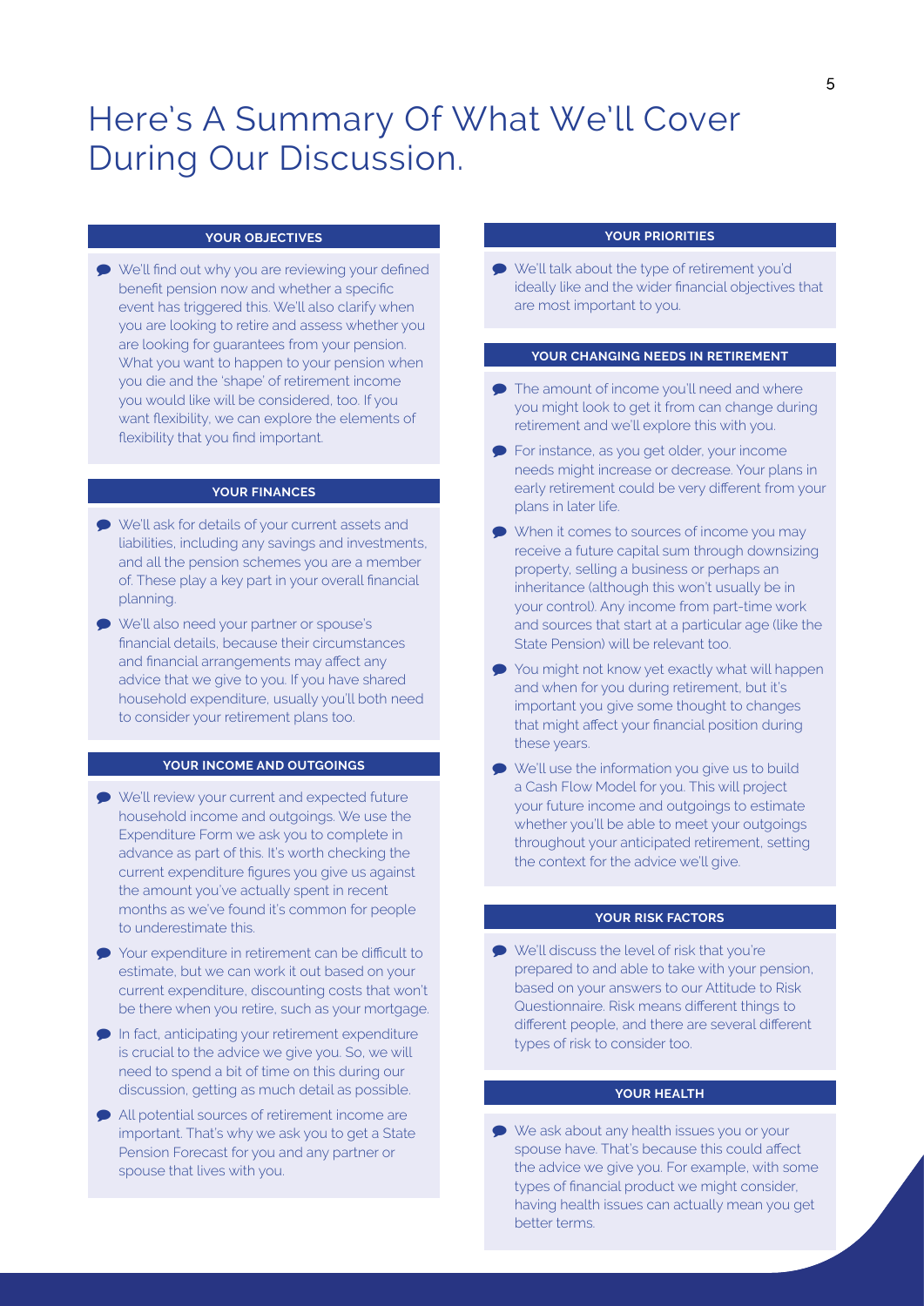# Here's A Summary Of What We'll Cover During Our Discussion.

### YOUR OBJECTIVES

- We'll find out why you are reviewing your defined benefit pension now and whether a specific event has triggered this. We'll also clarify when you are looking to retire and assess whether you are looking for guarantees from your pension. What you want to happen to your pension when you die and the 'shape' of retirement income you would like will be considered, too. If you want flexibility, we can explore the elements of flexibility that you find important.

### YOUR FINANCES

- We'll ask for details of your current assets and liabilities, including any savings and investments, and all the pension schemes you are a member of. These play a key part in your overall financial planning.
- We'll also need your partner or spouse's financial details, because their circumstances and financial arrangements may affect any advice that we give to you. If you have shared household expenditure, usually you'll both need to consider your retirement plans too.

### YOUR INCOME AND OUTGOINGS

- We'll review your current and expected future household income and outgoings. We use the Expenditure Form we ask you to complete in advance as part of this. It's worth checking the current expenditure figures you give us against the amount you've actually spent in recent months as we've found it's common for people to underestimate this.
- Your expenditure in retirement can be difficult to estimate, but we can work it out based on your current expenditure, discounting costs that won't be there when you retire, such as your mortgage.
- In fact, anticipating your retirement expenditure is crucial to the advice we give you. So, we will need to spend a bit of time on this during our discussion, getting as much detail as possible.
- All potential sources of retirement income are important. That's why we ask you to get a State Pension Forecast for you and any partner or spouse that lives with you.

### YOUR PRIORITIES

- We'll talk about the type of retirement you'd ideally like and the wider financial objectives that are most important to you.

### YOUR CHANGING NEEDS IN RETIREMENT

- The amount of income you'll need and where you might look to get it from can change during retirement and we'll explore this with you.
- For instance, as you get older, your income needs might increase or decrease. Your plans in early retirement could be very different from your plans in later life.
- When it comes to sources of income you may receive a future capital sum through downsizing property, selling a business or perhaps an inheritance (although this won't usually be in your control). Any income from part-time work and sources that start at a particular age (like the State Pension) will be relevant too.
- You might not know yet exactly what will happen and when for you during retirement, but it's important you give some thought to changes that might affect your financial position during these years.
- We'll use the information you give us to build a Cash Flow Model for you. This will project your future income and outgoings to estimate whether you'll be able to meet your outgoings throughout your anticipated retirement, setting the context for the advice we'll give.

### YOUR RISK FACTORS

- We'll discuss the level of risk that you're prepared to and able to take with your pension, based on your answers to our Attitude to Risk Questionnaire. Risk means different things to different people, and there are several different types of risk to consider too.

### YOUR HEALTH

- We ask about any health issues you or your spouse have. That's because this could affect the advice we give you. For example, with some types of financial product we might consider, having health issues can actually mean you get better terms.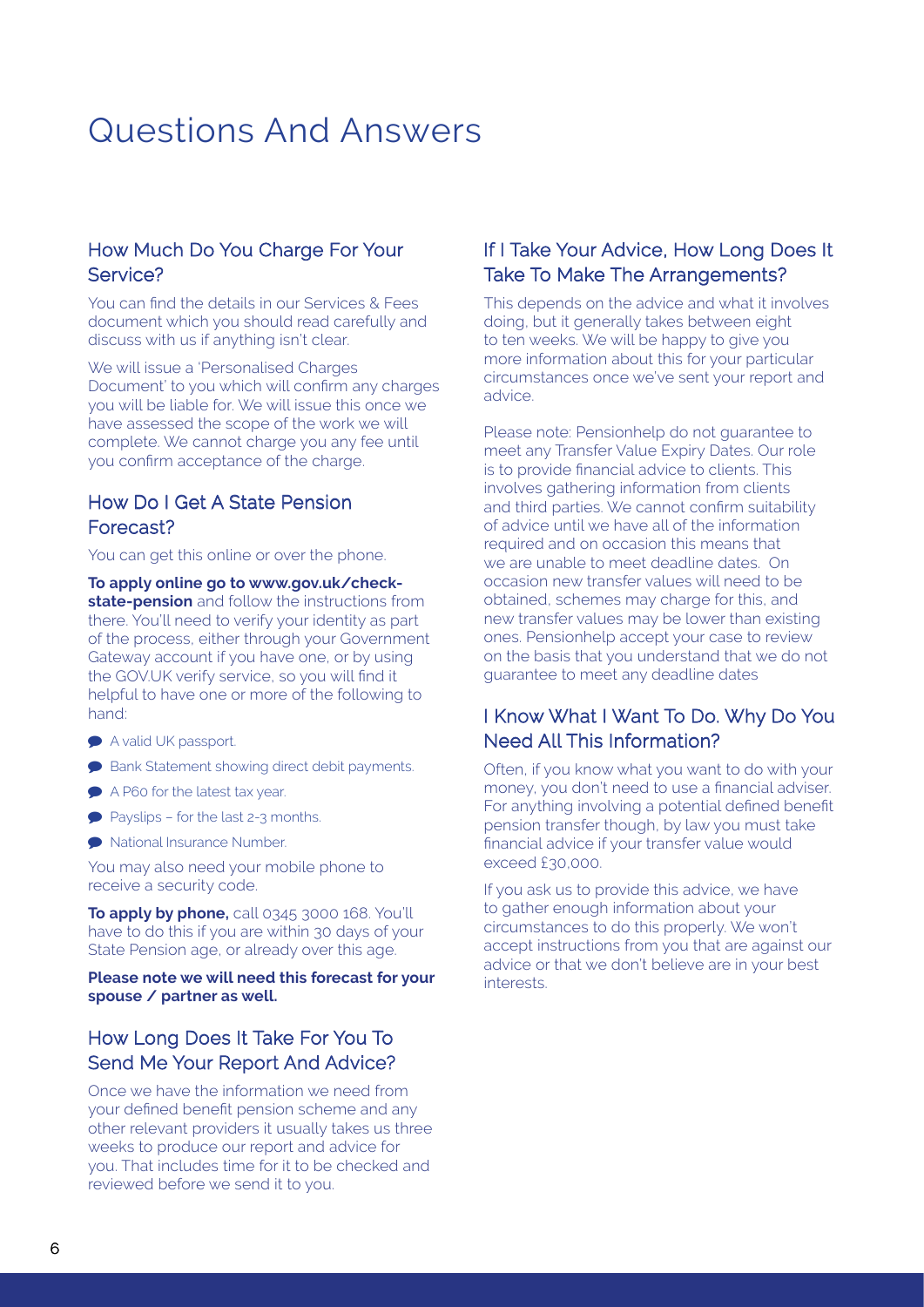# Questions And Answers

## How Much Do You Charge For Your Service?

You can find the details in our Services & Fees document which you should read carefully and discuss with us if anything isn't clear.

We will issue a 'Personalised Charges Document' to you which will confirm any charges you will be liable for. We will issue this once we have assessed the scope of the work we will complete. We cannot charge you any fee until you confirm acceptance of the charge.

## How Do I Get A State Pension Forecast?

You can get this online or over the phone.

**To apply online go to www.gov.uk/check-state-pension** and follow the instructions from there. You'll need to verify your identity as part of the process, either through your Government Gateway account if you have one, or by using the GOV.UK verify service, so you will find it helpful to have one or more of the following to hand:

- A valid UK passport.
- Bank Statement showing direct debit payments.
- A P60 for the latest tax year.
- Payslips – for the last 2-3 months.
- National Insurance Number.

You may also need your mobile phone to receive a security code.

**To apply by phone,** call 0345 3000 168. You'll have to do this if you are within 30 days of your State Pension age, or already over this age.

**Please note we will need this forecast for your spouse / partner as well.**

## How Long Does It Take For You To Send Me Your Report And Advice?

Once we have the information we need from your defined benefit pension scheme and any other relevant providers it usually takes us three weeks to produce our report and advice for you. That includes time for it to be checked and reviewed before we send it to you.

## If I Take Your Advice, How Long Does It Take To Make The Arrangements?

This depends on the advice and what it involves doing, but it generally takes between eight to ten weeks. We will be happy to give you more information about this for your particular circumstances once we've sent your report and advice.

Please note: Pensionhelp do not guarantee to meet any Transfer Value Expiry Dates. Our role is to provide financial advice to clients. This involves gathering information from clients and third parties. We cannot confirm suitability of advice until we have all of the information required and on occasion this means that we are unable to meet deadline dates. On occasion new transfer values will need to be obtained, schemes may charge for this, and new transfer values may be lower than existing ones. Pensionhelp accept your case to review on the basis that you understand that we do not guarantee to meet any deadline dates

## I Know What I Want To Do. Why Do You Need All This Information?

Often, if you know what you want to do with your money, you don't need to use a financial adviser. For anything involving a potential defined benefit pension transfer though, by law you must take financial advice if your transfer value would exceed £30,000.

If you ask us to provide this advice, we have to gather enough information about your circumstances to do this properly. We won't accept instructions from you that are against our advice or that we don't believe are in your best interests.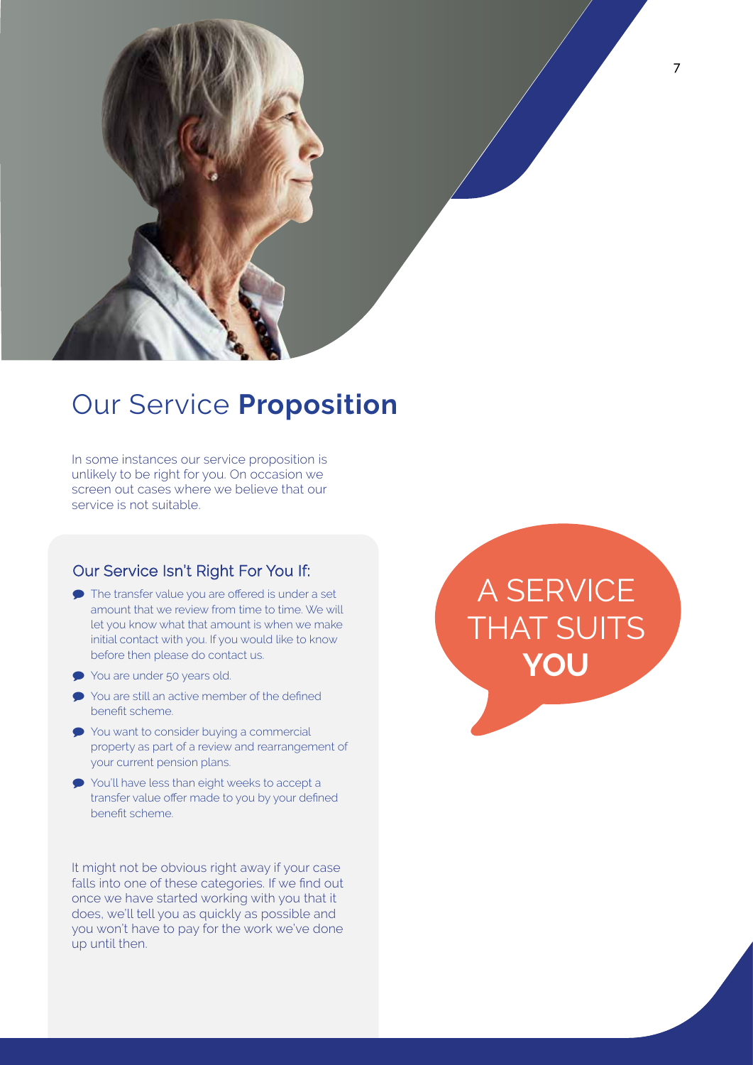# Our Service **Proposition**

In some instances our service proposition is unlikely to be right for you. On occasion we screen out cases where we believe that our service is not suitable.

### Our Service Isn't Right For You If:

- The transfer value you are offered is under a set amount that we review from time to time. We will let you know what that amount is when we make initial contact with you. If you would like to know before then please do contact us.
- You are under 50 years old.
- You are still an active member of the defined benefit scheme.
- You want to consider buying a commercial property as part of a review and rearrangement of your current pension plans.
- You'll have less than eight weeks to accept a transfer value offer made to you by your defined benefit scheme.

It might not be obvious right away if your case falls into one of these categories. If we find out once we have started working with you that it does, we'll tell you as quickly as possible and you won't have to pay for the work we've done up until then.

A SERVICE THAT SUITS **YOU**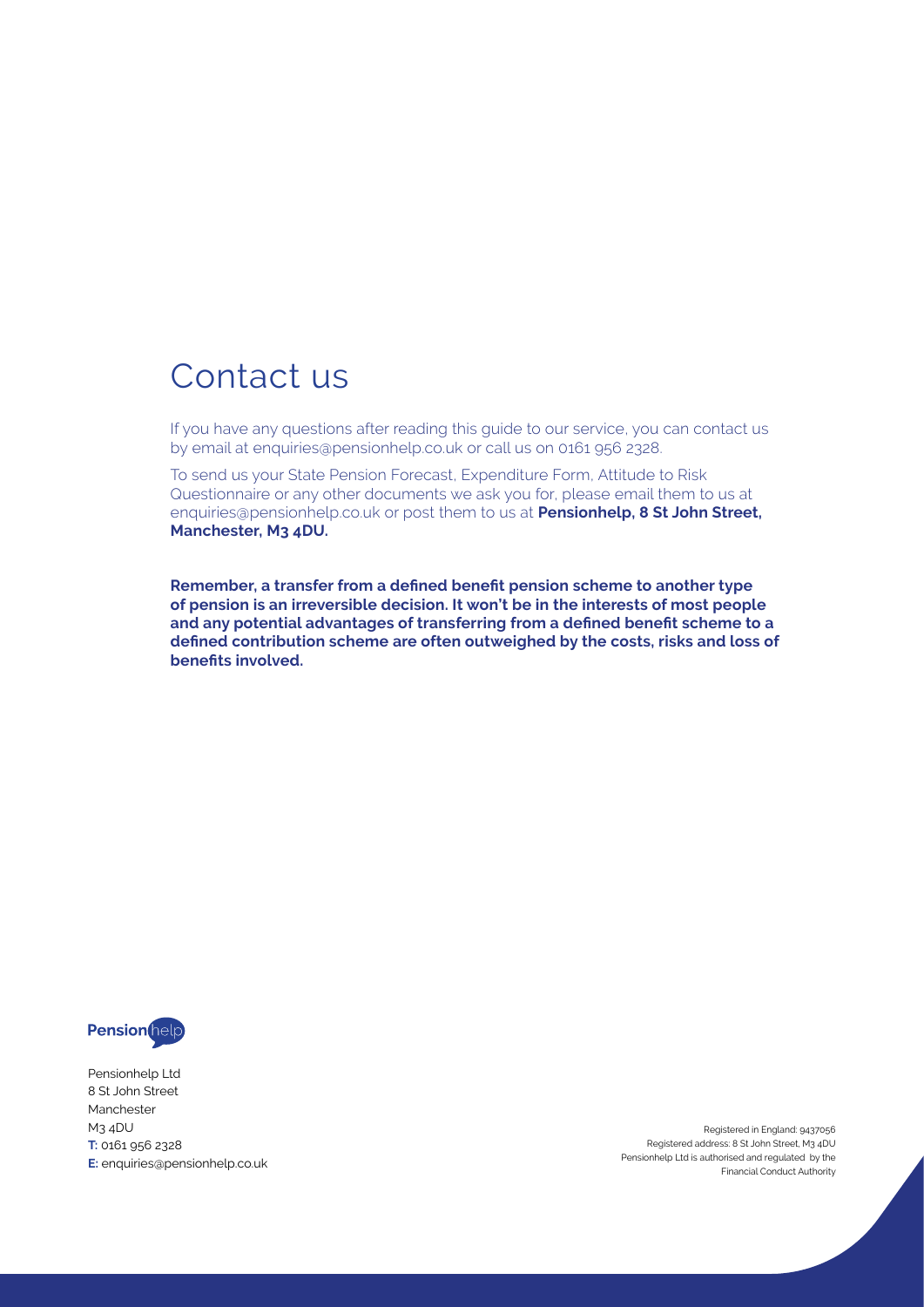# Contact us

If you have any questions after reading this guide to our service, you can contact us by email at enquiries@pensionhelp.co.uk or call us on 0161 956 2328.

To send us your State Pension Forecast, Expenditure Form, Attitude to Risk Questionnaire or any other documents we ask you for, please email them to us at enquiries@pensionhelp.co.uk or post them to us at **Pensionhelp, 8 St John Street, Manchester, M3 4DU.**

**Remember, a transfer from a defined benefit pension scheme to another type of pension is an irreversible decision. It won't be in the interests of most people and any potential advantages of transferring from a defined benefit scheme to a defined contribution scheme are often outweighed by the costs, risks and loss of benefits involved.**

**Pension**help

Pensionhelp Ltd
8 St John Street
Manchester
M3 4DU
**T:** 0161 956 2328
**E:** enquiries@pensionhelp.co.uk

Registered in England: 9437056
Registered address: 8 St John Street, M3 4DU
Pensionhelp Ltd is authorised and regulated by the Financial Conduct Authority